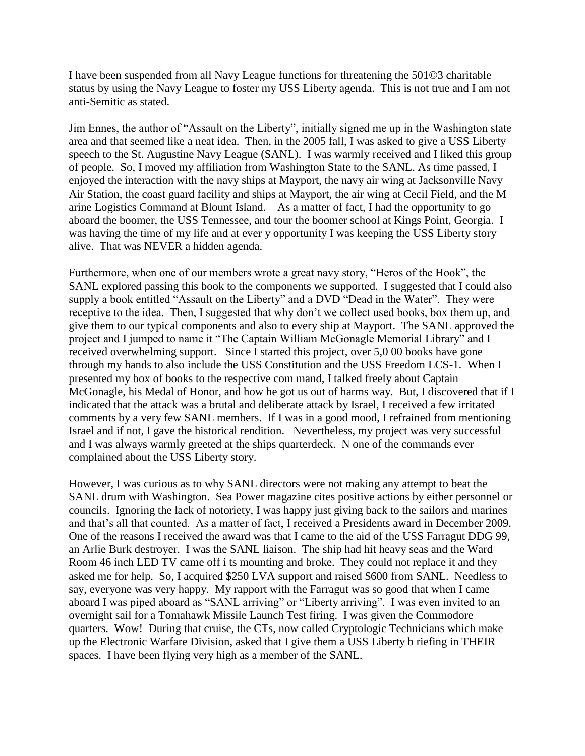I have been suspended from all Navy League functions for threatening the 501©3 charitable status by using the Navy League to foster my USS Liberty agenda. This is not true and I am not anti-Semitic as stated.

Jim Ennes, the author of "Assault on the Liberty", initially signed me up in the Washington state area and that seemed like a neat idea. Then, in the 2005 fall, I was asked to give a USS Liberty speech to the St. Augustine Navy League (SANL). I was warmly received and I liked this group of people. So, I moved my affiliation from Washington State to the SANL. As time passed, I enjoyed the interaction with the navy ships at Mayport, the navy air wing at Jacksonville Navy Air Station, the coast guard facility and ships at Mayport, the air wing at Cecil Field, and the M arine Logistics Command at Blount Island. As a matter of fact, I had the opportunity to go aboard the boomer, the USS Tennessee, and tour the boomer school at Kings Point, Georgia. I was having the time of my life and at ever y opportunity I was keeping the USS Liberty story alive. That was NEVER a hidden agenda.

Furthermore, when one of our members wrote a great navy story, "Heros of the Hook", the SANL explored passing this book to the components we supported. I suggested that I could also supply a book entitled "Assault on the Liberty" and a DVD "Dead in the Water". They were receptive to the idea. Then, I suggested that why don't we collect used books, box them up, and give them to our typical components and also to every ship at Mayport. The SANL approved the project and I jumped to name it "The Captain William McGonagle Memorial Library" and I received overwhelming support. Since I started this project, over 5,0 00 books have gone through my hands to also include the USS Constitution and the USS Freedom LCS-1. When I presented my box of books to the respective com mand, I talked freely about Captain McGonagle, his Medal of Honor, and how he got us out of harms way. But, I discovered that if I indicated that the attack was a brutal and deliberate attack by Israel, I received a few irritated comments by a very few SANL members. If I was in a good mood, I refrained from mentioning Israel and if not, I gave the historical rendition. Nevertheless, my project was very successful and I was always warmly greeted at the ships quarterdeck. N one of the commands ever complained about the USS Liberty story.

However, I was curious as to why SANL directors were not making any attempt to beat the SANL drum with Washington. Sea Power magazine cites positive actions by either personnel or councils. Ignoring the lack of notoriety, I was happy just giving back to the sailors and marines and that's all that counted. As a matter of fact, I received a Presidents award in December 2009. One of the reasons I received the award was that I came to the aid of the USS Farragut DDG 99, an Arlie Burk destroyer. I was the SANL liaison. The ship had hit heavy seas and the Ward Room 46 inch LED TV came off i ts mounting and broke. They could not replace it and they asked me for help. So, I acquired $250 LVA support and raised $600 from SANL. Needless to say, everyone was very happy. My rapport with the Farragut was so good that when I came aboard I was piped aboard as "SANL arriving" or "Liberty arriving". I was even invited to an overnight sail for a Tomahawk Missile Launch Test firing. I was given the Commodore quarters. Wow! During that cruise, the CTs, now called Cryptologic Technicians which make up the Electronic Warfare Division, asked that I give them a USS Liberty b riefing in THEIR spaces. I have been flying very high as a member of the SANL.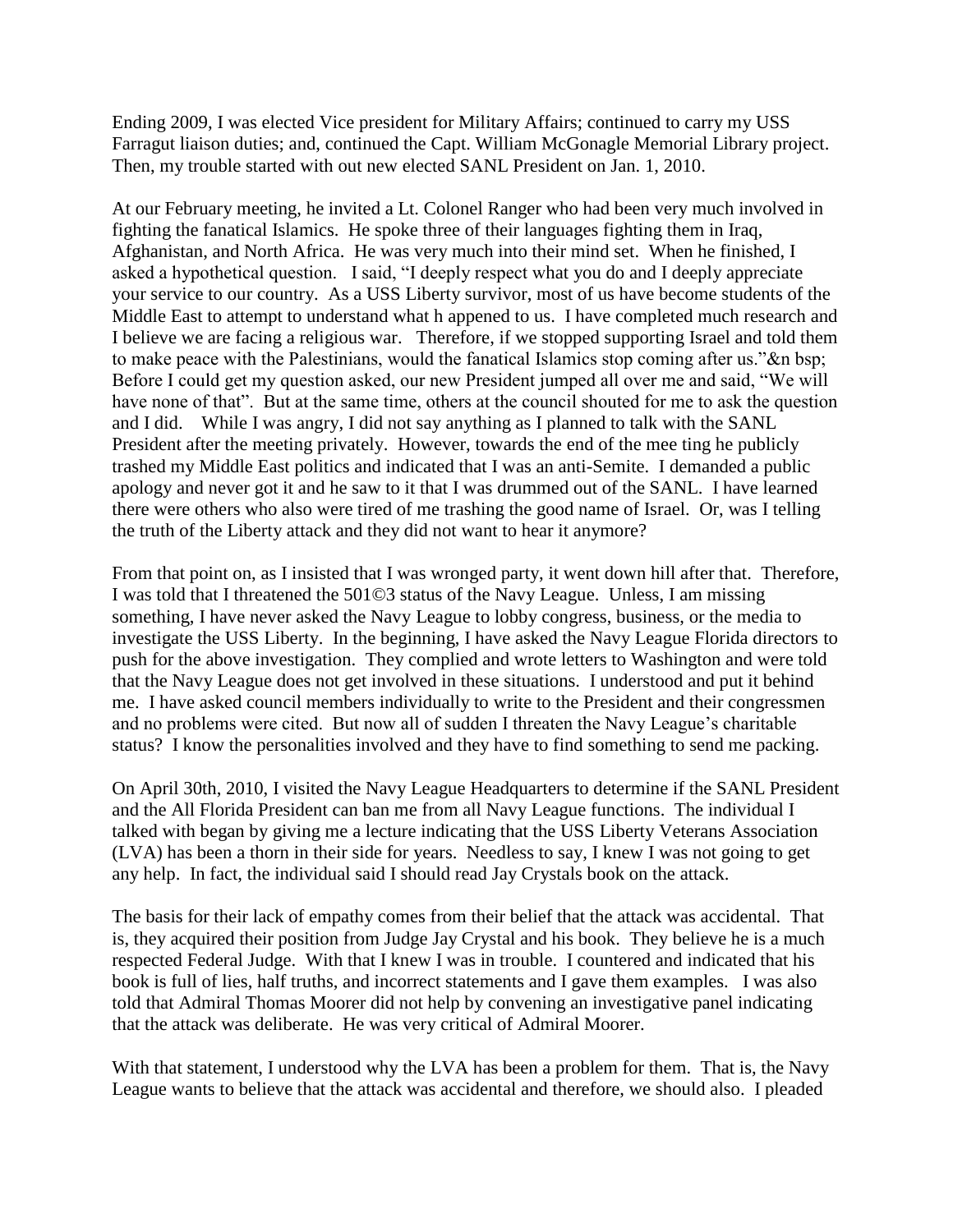Ending 2009, I was elected Vice president for Military Affairs; continued to carry my USS Farragut liaison duties; and, continued the Capt. William McGonagle Memorial Library project. Then, my trouble started with out new elected SANL President on Jan. 1, 2010.

At our February meeting, he invited a Lt. Colonel Ranger who had been very much involved in fighting the fanatical Islamics. He spoke three of their languages fighting them in Iraq, Afghanistan, and North Africa. He was very much into their mind set. When he finished, I asked a hypothetical question. I said, "I deeply respect what you do and I deeply appreciate your service to our country. As a USS Liberty survivor, most of us have become students of the Middle East to attempt to understand what h appened to us. I have completed much research and I believe we are facing a religious war. Therefore, if we stopped supporting Israel and told them to make peace with the Palestinians, would the fanatical Islamics stop coming after us."&n bsp; Before I could get my question asked, our new President jumped all over me and said, "We will have none of that". But at the same time, others at the council shouted for me to ask the question and I did. While I was angry, I did not say anything as I planned to talk with the SANL President after the meeting privately. However, towards the end of the mee ting he publicly trashed my Middle East politics and indicated that I was an anti-Semite. I demanded a public apology and never got it and he saw to it that I was drummed out of the SANL. I have learned there were others who also were tired of me trashing the good name of Israel. Or, was I telling the truth of the Liberty attack and they did not want to hear it anymore?

From that point on, as I insisted that I was wronged party, it went down hill after that. Therefore, I was told that I threatened the 501©3 status of the Navy League. Unless, I am missing something, I have never asked the Navy League to lobby congress, business, or the media to investigate the USS Liberty. In the beginning, I have asked the Navy League Florida directors to push for the above investigation. They complied and wrote letters to Washington and were told that the Navy League does not get involved in these situations. I understood and put it behind me. I have asked council members individually to write to the President and their congressmen and no problems were cited. But now all of sudden I threaten the Navy League's charitable status? I know the personalities involved and they have to find something to send me packing.

On April 30th, 2010, I visited the Navy League Headquarters to determine if the SANL President and the All Florida President can ban me from all Navy League functions. The individual I talked with began by giving me a lecture indicating that the USS Liberty Veterans Association (LVA) has been a thorn in their side for years. Needless to say, I knew I was not going to get any help. In fact, the individual said I should read Jay Crystals book on the attack.

The basis for their lack of empathy comes from their belief that the attack was accidental. That is, they acquired their position from Judge Jay Crystal and his book. They believe he is a much respected Federal Judge. With that I knew I was in trouble. I countered and indicated that his book is full of lies, half truths, and incorrect statements and I gave them examples. I was also told that Admiral Thomas Moorer did not help by convening an investigative panel indicating that the attack was deliberate. He was very critical of Admiral Moorer.

With that statement, I understood why the LVA has been a problem for them. That is, the Navy League wants to believe that the attack was accidental and therefore, we should also. I pleaded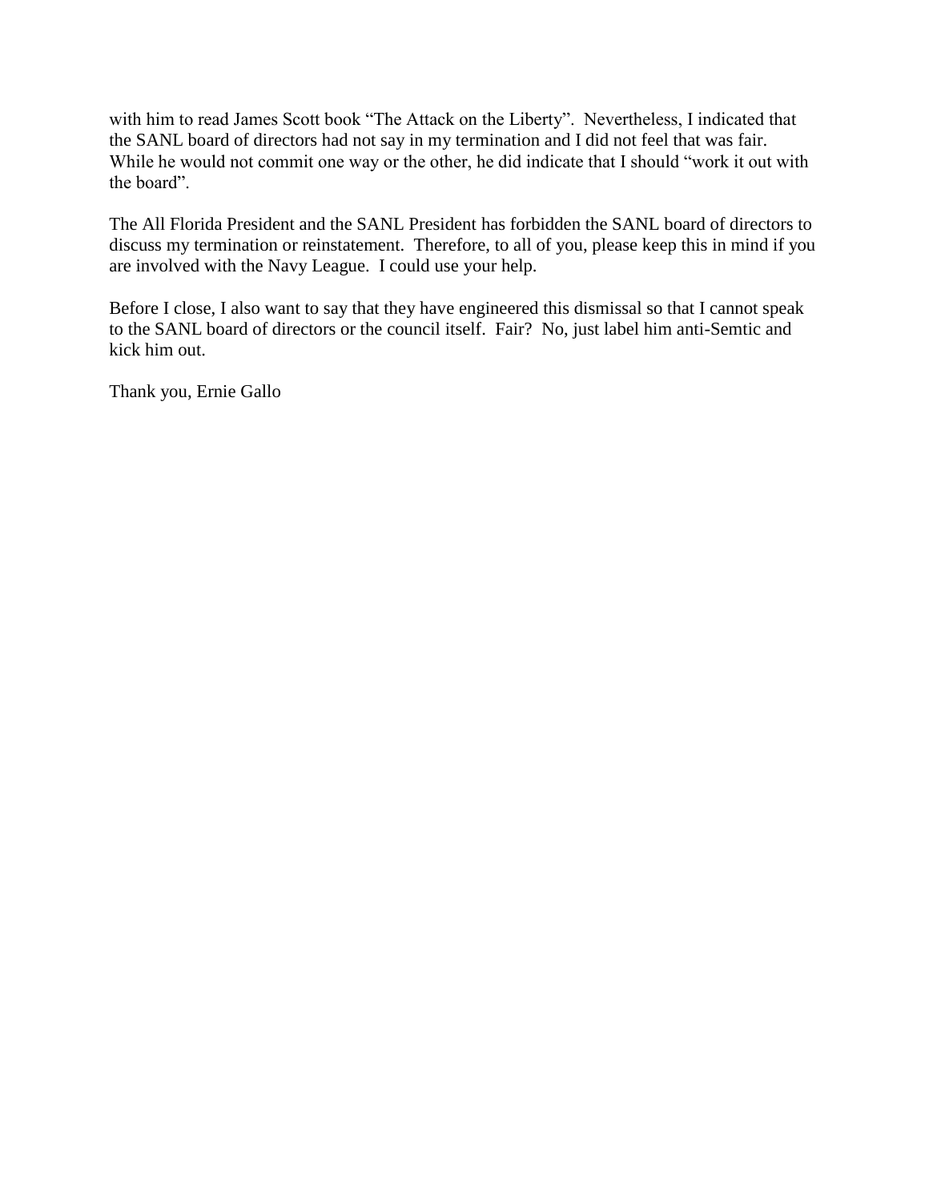with him to read James Scott book "The Attack on the Liberty". Nevertheless, I indicated that the SANL board of directors had not say in my termination and I did not feel that was fair. While he would not commit one way or the other, he did indicate that I should "work it out with the board".

The All Florida President and the SANL President has forbidden the SANL board of directors to discuss my termination or reinstatement. Therefore, to all of you, please keep this in mind if you are involved with the Navy League. I could use your help.

Before I close, I also want to say that they have engineered this dismissal so that I cannot speak to the SANL board of directors or the council itself. Fair? No, just label him anti-Semtic and kick him out.

Thank you, Ernie Gallo